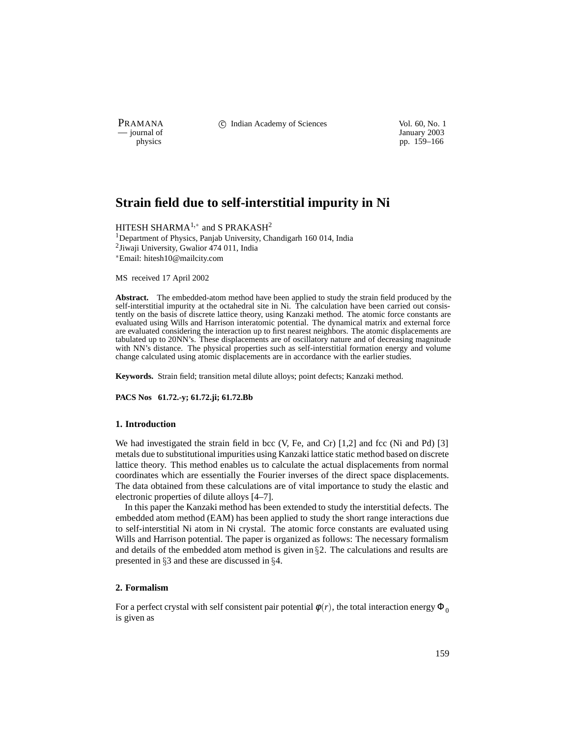# Strain field due to self-interstitial impurity in Ni

HITESH SHARMA[1,*] and S PRAKASH[2]

[1]Department of Physics, Panjab University, Chandigarh 160 014, India
[2]Jiwaji University, Gwalior 474 011, India
*Email: hitesh10@mailcity.com

MS received 17 April 2002

**Abstract.** The embedded-atom method have been applied to study the strain field produced by the self-interstitial impurity at the octahedral site in Ni. The calculation have been carried out consistently on the basis of discrete lattice theory, using Kanzaki method. The atomic force constants are evaluated using Wills and Harrison interatomic potential. The dynamical matrix and external force are evaluated considering the interaction up to first nearest neighbors. The atomic displacements are tabulated up to 20NN's. These displacements are of oscillatory nature and of decreasing magnitude with NN's distance. The physical properties such as self-interstitial formation energy and volume change calculated using atomic displacements are in accordance with the earlier studies.

**Keywords.** Strain field; transition metal dilute alloys; point defects; Kanzaki method.

**PACS Nos 61.72.-y; 61.72.ji; 61.72.Bb**

## 1. Introduction

We had investigated the strain field in bcc (V, Fe, and Cr) [1,2] and fcc (Ni and Pd) [3] metals due to substitutional impurities using Kanzaki lattice static method based on discrete lattice theory. This method enables us to calculate the actual displacements from normal coordinates which are essentially the Fourier inverses of the direct space displacements. The data obtained from these calculations are of vital importance to study the elastic and electronic properties of dilute alloys [4–7].

In this paper the Kanzaki method has been extended to study the interstitial defects. The embedded atom method (EAM) has been applied to study the short range interactions due to self-interstitial Ni atom in Ni crystal. The atomic force constants are evaluated using Wills and Harrison potential. The paper is organized as follows: The necessary formalism and details of the embedded atom method is given in §2. The calculations and results are presented in §3 and these are discussed in §4.

## 2. Formalism

For a perfect crystal with self consistent pair potential $\phi(r)$, the total interaction energy $\Phi_0$ is given as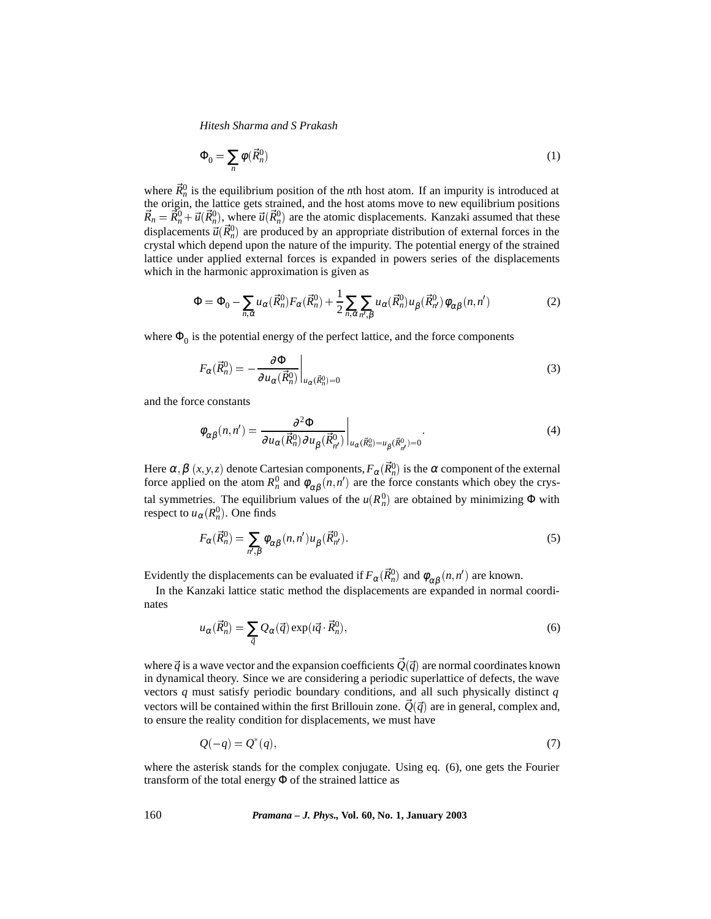$$\Phi_0 = \sum_n \varphi(\vec{R}_n^0) \tag{1}$$

where $\vec{R}_n^0$ is the equilibrium position of the $n$th host atom. If an impurity is introduced at the origin, the lattice gets strained, and the host atoms move to new equilibrium positions $\vec{R}_n = \vec{R}_n^0 + \vec{u}(\vec{R}_n^0)$, where $\vec{u}(\vec{R}_n^0)$ are the atomic displacements. Kanzaki assumed that these displacements $\vec{u}(\vec{R}_n^0)$ are produced by an appropriate distribution of external forces in the crystal which depend upon the nature of the impurity. The potential energy of the strained lattice under applied external forces is expanded in powers series of the displacements which in the harmonic approximation is given as

$$\Phi = \Phi_0 - \sum_{n,\alpha} u_\alpha(\vec{R}_n^0) F_\alpha(\vec{R}_n^0) + \frac{1}{2} \sum_{n,\alpha} \sum_{n',\beta} u_\alpha(\vec{R}_n^0) u_\beta(\vec{R}_{n'}^0) \varphi_{\alpha\beta}(n,n') \tag{2}$$

where $\Phi_0$ is the potential energy of the perfect lattice, and the force components

$$F_\alpha(\vec{R}_n^0) = -\left.\frac{\partial \Phi}{\partial u_\alpha(\vec{R}_n^0)}\right|_{u_\alpha(\vec{R}_n^0)=0} \tag{3}$$

and the force constants

$$\varphi_{\alpha\beta}(n,n') = \left.\frac{\partial^2 \Phi}{\partial u_\alpha(\vec{R}_n^0) \partial u_\beta(\vec{R}_{n'}^0)}\right|_{u_\alpha(\vec{R}_n^0)=u_\beta(\vec{R}_{n'}^0)=0}. \tag{4}$$

Here $\alpha, \beta$ $(x,y,z)$ denote Cartesian components, $F_\alpha(\vec{R}_n^0)$ is the $\alpha$ component of the external force applied on the atom $R_n^0$ and $\varphi_{\alpha\beta}(n,n')$ are the force constants which obey the crystal symmetries. The equilibrium values of the $u(R_n^0)$ are obtained by minimizing $\Phi$ with respect to $u_\alpha(R_n^0)$. One finds

$$F_\alpha(\vec{R}_n^0) = \sum_{n',\beta} \varphi_{\alpha\beta}(n,n') u_\beta(\vec{R}_{n'}^0). \tag{5}$$

Evidently the displacements can be evaluated if $F_\alpha(\vec{R}_n^0)$ and $\varphi_{\alpha\beta}(n,n')$ are known.

In the Kanzaki lattice static method the displacements are expanded in normal coordinates

$$u_\alpha(\vec{R}_n^0) = \sum_{\vec{q}} Q_\alpha(\vec{q}) \exp(\imath \vec{q} \cdot \vec{R}_n^0), \tag{6}$$

where $\vec{q}$ is a wave vector and the expansion coefficients $\vec{Q}(\vec{q})$ are normal coordinates known in dynamical theory. Since we are considering a periodic superlattice of defects, the wave vectors $q$ must satisfy periodic boundary conditions, and all such physically distinct $q$ vectors will be contained within the first Brillouin zone. $\vec{Q}(\vec{q})$ are in general, complex and, to ensure the reality condition for displacements, we must have

$$Q(-q) = Q^*(q), \tag{7}$$

where the asterisk stands for the complex conjugate. Using eq. (6), one gets the Fourier transform of the total energy $\Phi$ of the strained lattice as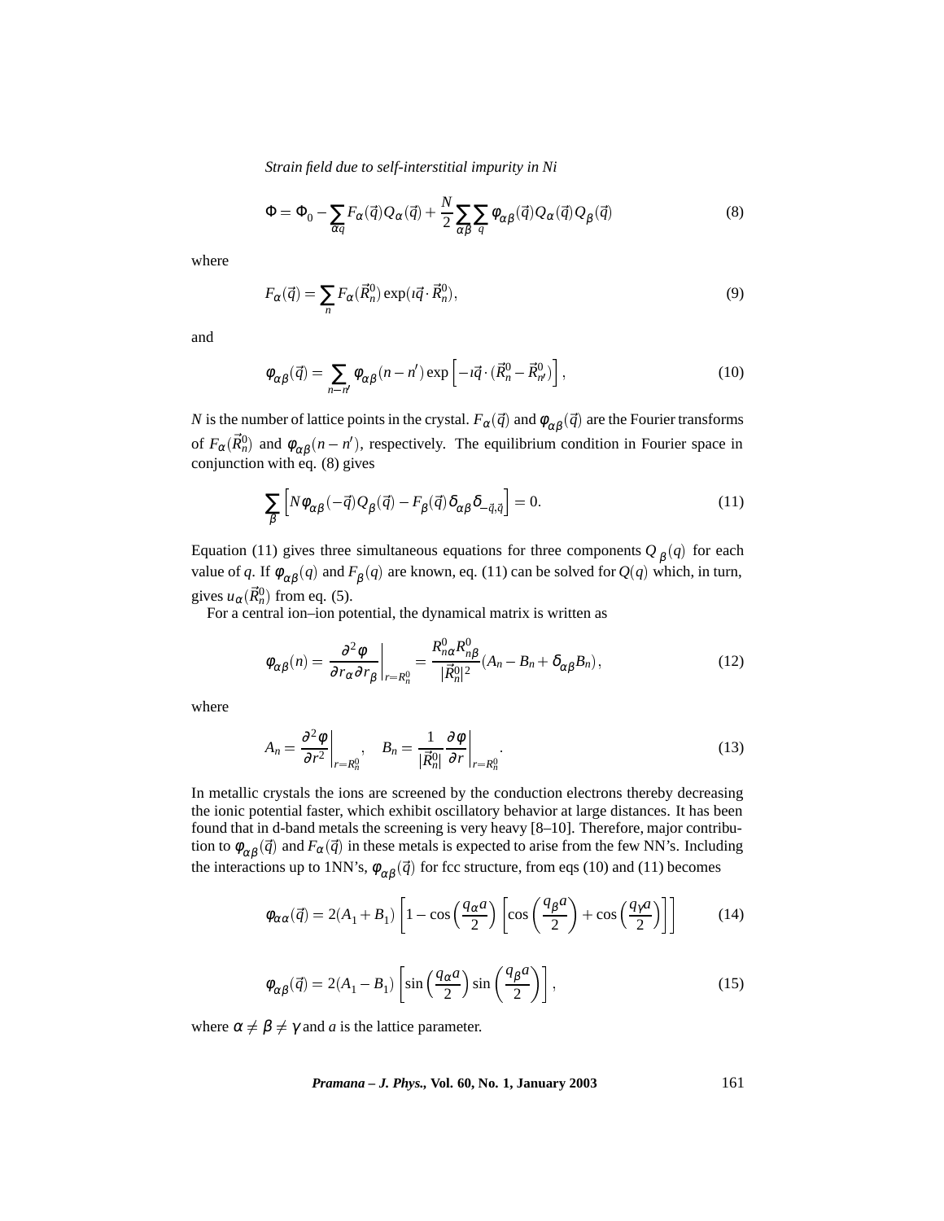$$\Phi = \Phi_0 - \sum_{\alpha q} F_\alpha(\vec{q}) Q_\alpha(\vec{q}) + \frac{N}{2} \sum_{\alpha\beta} \sum_q \varphi_{\alpha\beta}(\vec{q}) Q_\alpha(\vec{q}) Q_\beta(\vec{q}) \tag{8}$$

where

$$F_\alpha(\vec{q}) = \sum_n F_\alpha(\vec{R}_n^0) \exp(\imath \vec{q} \cdot \vec{R}_n^0), \tag{9}$$

and

$$\varphi_{\alpha\beta}(\vec{q}) = \sum_{n-n'} \varphi_{\alpha\beta}(n-n') \exp\left[-\imath \vec{q} \cdot (\vec{R}_n^0 - \vec{R}_{n'}^0)\right], \tag{10}$$

$N$ is the number of lattice points in the crystal. $F_\alpha(\vec{q})$ and $\varphi_{\alpha\beta}(\vec{q})$ are the Fourier transforms of $F_\alpha(\vec{R}_n^0)$ and $\varphi_{\alpha\beta}(n-n')$, respectively. The equilibrium condition in Fourier space in conjunction with eq. (8) gives

$$\sum_\beta \left[N \varphi_{\alpha\beta}(-\vec{q}) Q_\beta(\vec{q}) - F_\beta(\vec{q}) \delta_{\alpha\beta} \delta_{-\vec{q},\vec{q}}\right] = 0. \tag{11}$$

Equation (11) gives three simultaneous equations for three components $Q_\beta(q)$ for each value of $q$. If $\varphi_{\alpha\beta}(q)$ and $F_\beta(q)$ are known, eq. (11) can be solved for $Q(q)$ which, in turn, gives $u_\alpha(\vec{R}_n^0)$ from eq. (5).

For a central ion–ion potential, the dynamical matrix is written as

$$\varphi_{\alpha\beta}(n) = \left.\frac{\partial^2 \varphi}{\partial r_\alpha \partial r_\beta}\right|_{r=R_n^0} = \frac{R_{n\alpha}^0 R_{n\beta}^0}{|\vec{R}_n^0|^2}(A_n - B_n + \delta_{\alpha\beta} B_n), \tag{12}$$

where

$$A_n = \left.\frac{\partial^2 \varphi}{\partial r^2}\right|_{r=R_n^0}, \quad B_n = \left.\frac{1}{|\vec{R}_n^0|} \frac{\partial \varphi}{\partial r}\right|_{r=R_n^0}. \tag{13}$$

In metallic crystals the ions are screened by the conduction electrons thereby decreasing the ionic potential faster, which exhibit oscillatory behavior at large distances. It has been found that in d-band metals the screening is very heavy [8–10]. Therefore, major contribution to $\varphi_{\alpha\beta}(\vec{q})$ and $F_\alpha(\vec{q})$ in these metals is expected to arise from the few NN's. Including the interactions up to 1NN's, $\varphi_{\alpha\beta}(\vec{q})$ for fcc structure, from eqs (10) and (11) becomes

$$\varphi_{\alpha\alpha}(\vec{q}) = 2(A_1 + B_1)\left[1 - \cos\left(\frac{q_\alpha a}{2}\right)\left[\cos\left(\frac{q_\beta a}{2}\right) + \cos\left(\frac{q_\gamma a}{2}\right)\right]\right] \tag{14}$$

$$\varphi_{\alpha\beta}(\vec{q}) = 2(A_1 - B_1)\left[\sin\left(\frac{q_\alpha a}{2}\right)\sin\left(\frac{q_\beta a}{2}\right)\right], \tag{15}$$

where $\alpha \neq \beta \neq \gamma$ and $a$ is the lattice parameter.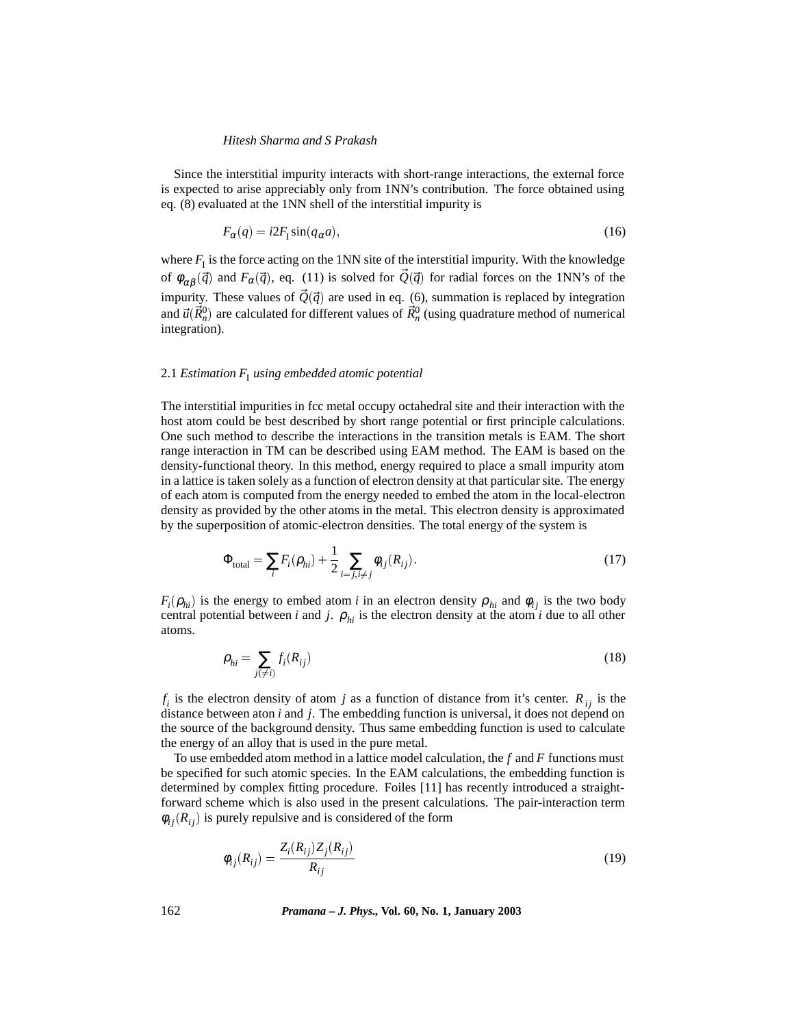Since the interstitial impurity interacts with short-range interactions, the external force is expected to arise appreciably only from 1NN's contribution. The force obtained using eq. (8) evaluated at the 1NN shell of the interstitial impurity is

$$F_\alpha(q) = i2F_{\rm I}\sin(q_\alpha a), \tag{16}$$

where $F_{\rm I}$ is the force acting on the 1NN site of the interstitial impurity. With the knowledge of $\phi_{\alpha\beta}(\vec{q})$ and $F_\alpha(\vec{q})$, eq. (11) is solved for $\vec{Q}(\vec{q})$ for radial forces on the 1NN's of the impurity. These values of $\vec{Q}(\vec{q})$ are used in eq. (6), summation is replaced by integration and $\vec{u}(\vec{R}_n^0)$ are calculated for different values of $\vec{R}_n^0$ (using quadrature method of numerical integration).

### 2.1 *Estimation $F_{\rm I}$ using embedded atomic potential*

The interstitial impurities in fcc metal occupy octahedral site and their interaction with the host atom could be best described by short range potential or first principle calculations. One such method to describe the interactions in the transition metals is EAM. The short range interaction in TM can be described using EAM method. The EAM is based on the density-functional theory. In this method, energy required to place a small impurity atom in a lattice is taken solely as a function of electron density at that particular site. The energy of each atom is computed from the energy needed to embed the atom in the local-electron density as provided by the other atoms in the metal. This electron density is approximated by the superposition of atomic-electron densities. The total energy of the system is

$$\Phi_{\rm total} = \sum_i F_i(\rho_{hi}) + \frac{1}{2}\sum_{i=j, i\neq j}\phi_{ij}(R_{ij}). \tag{17}$$

$F_i(\rho_{hi})$ is the energy to embed atom $i$ in an electron density $\rho_{hi}$ and $\phi_{ij}$ is the two body central potential between $i$ and $j$. $\rho_{hi}$ is the electron density at the atom $i$ due to all other atoms.

$$\rho_{hi} = \sum_{j(\neq i)} f_i(R_{ij}) \tag{18}$$

$f_i$ is the electron density of atom $j$ as a function of distance from it's center. $R_{ij}$ is the distance between aton $i$ and $j$. The embedding function is universal, it does not depend on the source of the background density. Thus same embedding function is used to calculate the energy of an alloy that is used in the pure metal.

To use embedded atom method in a lattice model calculation, the $f$ and $F$ functions must be specified for such atomic species. In the EAM calculations, the embedding function is determined by complex fitting procedure. Foiles [11] has recently introduced a straightforward scheme which is also used in the present calculations. The pair-interaction term $\phi_{ij}(R_{ij})$ is purely repulsive and is considered of the form

$$\phi_{ij}(R_{ij}) = \frac{Z_i(R_{ij})Z_j(R_{ij})}{R_{ij}} \tag{19}$$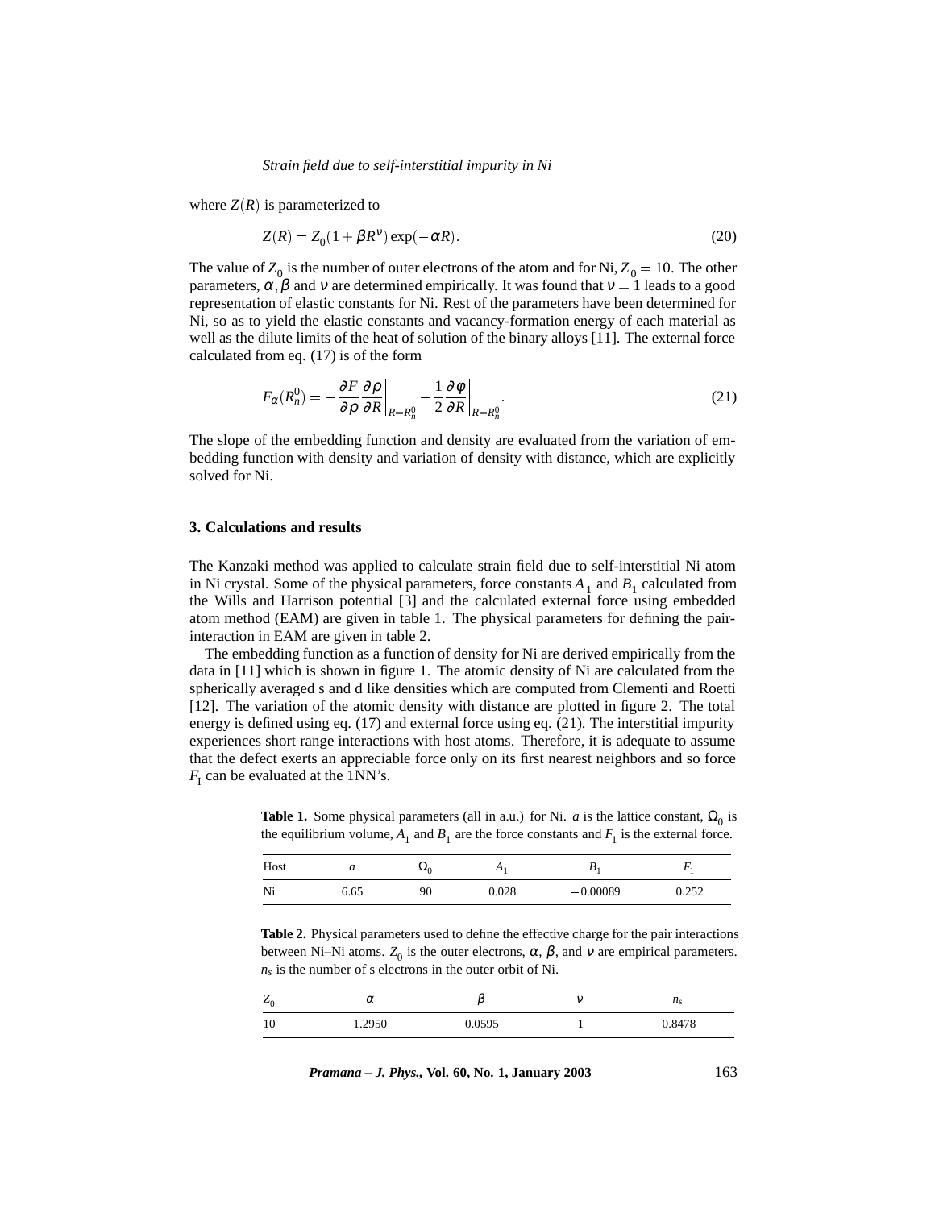where $Z(R)$ is parameterized to

$$Z(R) = Z_0(1 + \beta R^{\nu})\exp(-\alpha R). \tag{20}$$

The value of $Z_0$ is the number of outer electrons of the atom and for Ni, $Z_0 = 10$. The other parameters, $\alpha, \beta$ and $\nu$ are determined empirically. It was found that $\nu = 1$ leads to a good representation of elastic constants for Ni. Rest of the parameters have been determined for Ni, so as to yield the elastic constants and vacancy-formation energy of each material as well as the dilute limits of the heat of solution of the binary alloys [11]. The external force calculated from eq. (17) is of the form

$$F_{\alpha}(R_n^0) = -\frac{\partial F}{\partial \rho}\frac{\partial \rho}{\partial R}\bigg|_{R=R_n^0} - \frac{1}{2}\frac{\partial \phi}{\partial R}\bigg|_{R=R_n^0}. \tag{21}$$

The slope of the embedding function and density are evaluated from the variation of embedding function with density and variation of density with distance, which are explicitly solved for Ni.

## 3. Calculations and results

The Kanzaki method was applied to calculate strain field due to self-interstitial Ni atom in Ni crystal. Some of the physical parameters, force constants $A_1$ and $B_1$ calculated from the Wills and Harrison potential [3] and the calculated external force using embedded atom method (EAM) are given in table 1. The physical parameters for defining the pair-interaction in EAM are given in table 2.

The embedding function as a function of density for Ni are derived empirically from the data in [11] which is shown in figure 1. The atomic density of Ni are calculated from the spherically averaged s and d like densities which are computed from Clementi and Roetti [12]. The variation of the atomic density with distance are plotted in figure 2. The total energy is defined using eq. (17) and external force using eq. (21). The interstitial impurity experiences short range interactions with host atoms. Therefore, it is adequate to assume that the defect exerts an appreciable force only on its first nearest neighbors and so force $F_1$ can be evaluated at the 1NN's.

**Table 1.** Some physical parameters (all in a.u.) for Ni. $a$ is the lattice constant, $\Omega_0$ is the equilibrium volume, $A_1$ and $B_1$ are the force constants and $F_1$ is the external force.

| Host | $a$ | $\Omega_0$ | $A_1$ | $B_1$ | $F_1$ |
|---|---|---|---|---|---|
| Ni | 6.65 | 90 | 0.028 | $-0.00089$ | 0.252 |

**Table 2.** Physical parameters used to define the effective charge for the pair interactions between Ni–Ni atoms. $Z_0$ is the outer electrons, $\alpha$, $\beta$, and $\nu$ are empirical parameters. $n_s$ is the number of s electrons in the outer orbit of Ni.

| $Z_0$ | $\alpha$ | $\beta$ | $\nu$ | $n_s$ |
|---|---|---|---|---|
| 10 | 1.2950 | 0.0595 | 1 | 0.8478 |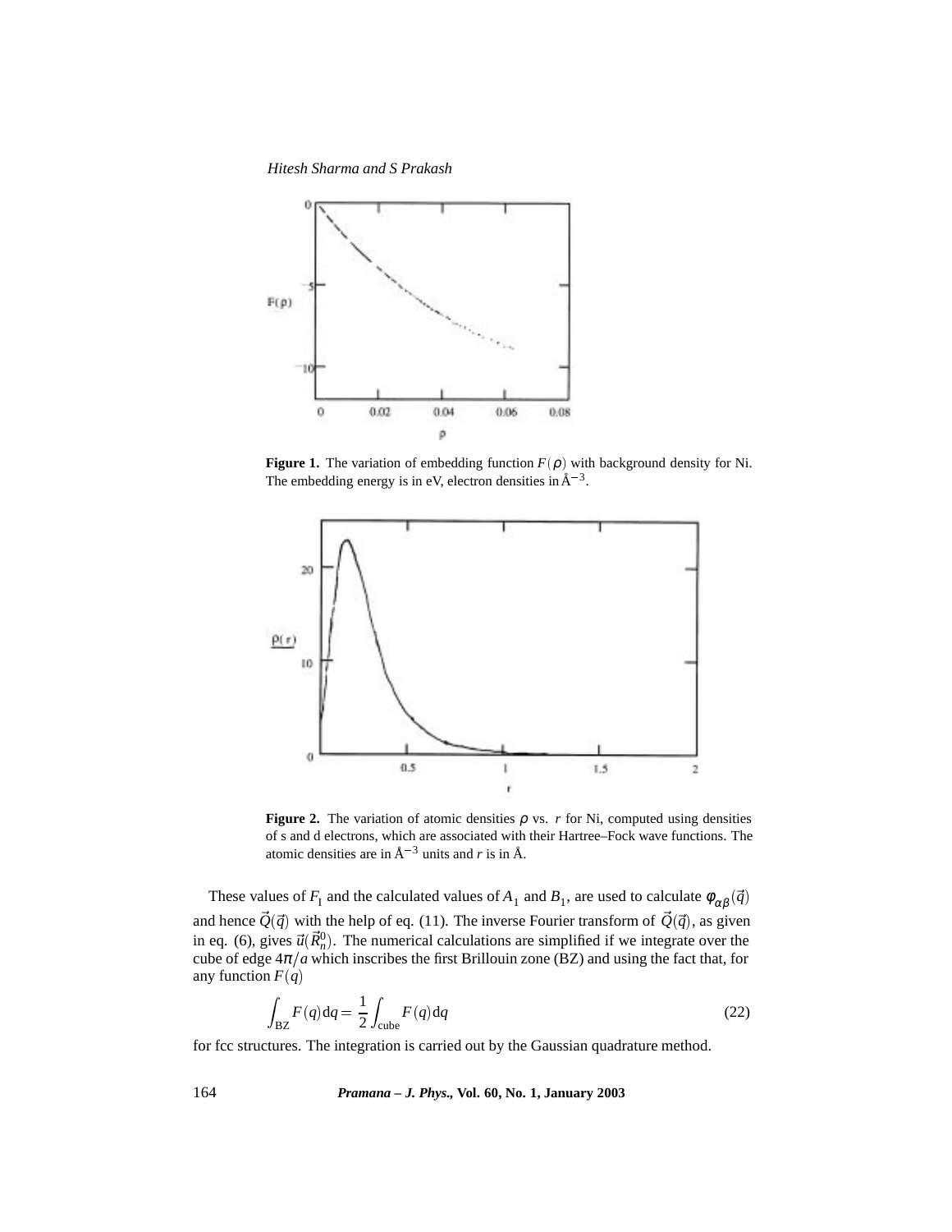**Figure 1.** The variation of embedding function $F(\rho)$ with background density for Ni. The embedding energy is in eV, electron densities in Å$^{-3}$.

**Figure 2.** The variation of atomic densities $\rho$ vs. $r$ for Ni, computed using densities of s and d electrons, which are associated with their Hartree–Fock wave functions. The atomic densities are in Å$^{-3}$ units and $r$ is in Å.

These values of $F_1$ and the calculated values of $A_1$ and $B_1$, are used to calculate $\phi_{\alpha\beta}(\vec{q})$ and hence $\vec{Q}(\vec{q})$ with the help of eq. (11). The inverse Fourier transform of $\vec{Q}(\vec{q})$, as given in eq. (6), gives $\vec{u}(\vec{R}_n^0)$. The numerical calculations are simplified if we integrate over the cube of edge $4\pi/a$ which inscribes the first Brillouin zone (BZ) and using the fact that, for any function $F(q)$

$$\int_{\mathrm{BZ}} F(q)\mathrm{d}q = \frac{1}{2}\int_{\mathrm{cube}} F(q)\mathrm{d}q \tag{22}$$

for fcc structures. The integration is carried out by the Gaussian quadrature method.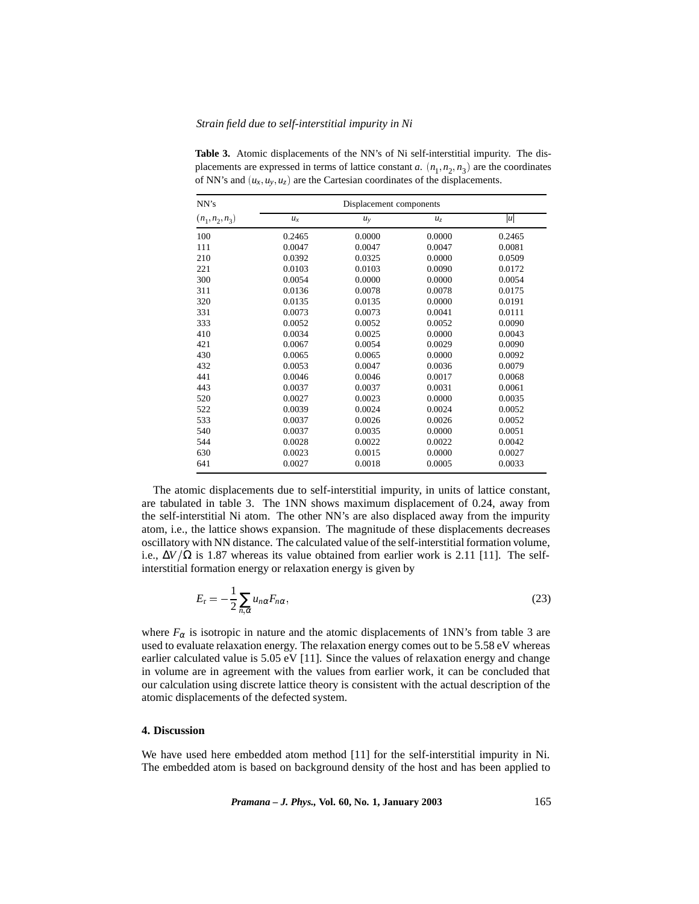**Table 3.** Atomic displacements of the NN's of Ni self-interstitial impurity. The displacements are expressed in terms of lattice constant $a$. $(n_1, n_2, n_3)$ are the coordinates of NN's and $(u_x, u_y, u_z)$ are the Cartesian coordinates of the displacements.

| NN's | Displacement components | | | |
|---|---|---|---|---|
| $(n_1, n_2, n_3)$ | $u_x$ | $u_y$ | $u_z$ | $\lvert u\rvert$ |
| 100 | 0.2465 | 0.0000 | 0.0000 | 0.2465 |
| 111 | 0.0047 | 0.0047 | 0.0047 | 0.0081 |
| 210 | 0.0392 | 0.0325 | 0.0000 | 0.0509 |
| 221 | 0.0103 | 0.0103 | 0.0090 | 0.0172 |
| 300 | 0.0054 | 0.0000 | 0.0000 | 0.0054 |
| 311 | 0.0136 | 0.0078 | 0.0078 | 0.0175 |
| 320 | 0.0135 | 0.0135 | 0.0000 | 0.0191 |
| 331 | 0.0073 | 0.0073 | 0.0041 | 0.0111 |
| 333 | 0.0052 | 0.0052 | 0.0052 | 0.0090 |
| 410 | 0.0034 | 0.0025 | 0.0000 | 0.0043 |
| 421 | 0.0067 | 0.0054 | 0.0029 | 0.0090 |
| 430 | 0.0065 | 0.0065 | 0.0000 | 0.0092 |
| 432 | 0.0053 | 0.0047 | 0.0036 | 0.0079 |
| 441 | 0.0046 | 0.0046 | 0.0017 | 0.0068 |
| 443 | 0.0037 | 0.0037 | 0.0031 | 0.0061 |
| 520 | 0.0027 | 0.0023 | 0.0000 | 0.0035 |
| 522 | 0.0039 | 0.0024 | 0.0024 | 0.0052 |
| 533 | 0.0037 | 0.0026 | 0.0026 | 0.0052 |
| 540 | 0.0037 | 0.0035 | 0.0000 | 0.0051 |
| 544 | 0.0028 | 0.0022 | 0.0022 | 0.0042 |
| 630 | 0.0023 | 0.0015 | 0.0000 | 0.0027 |
| 641 | 0.0027 | 0.0018 | 0.0005 | 0.0033 |

The atomic displacements due to self-interstitial impurity, in units of lattice constant, are tabulated in table 3. The 1NN shows maximum displacement of 0.24, away from the self-interstitial Ni atom. The other NN's are also displaced away from the impurity atom, i.e., the lattice shows expansion. The magnitude of these displacements decreases oscillatory with NN distance. The calculated value of the self-interstitial formation volume, i.e., $\Delta V/\Omega$ is 1.87 whereas its value obtained from earlier work is 2.11 [11]. The self-interstitial formation energy or relaxation energy is given by

$$E_{\mathrm{r}} = -\frac{1}{2}\sum_{n,\alpha} u_{n\alpha} F_{n\alpha}, \tag{23}$$

where $F_{\alpha}$ is isotropic in nature and the atomic displacements of 1NN's from table 3 are used to evaluate relaxation energy. The relaxation energy comes out to be 5.58 eV whereas earlier calculated value is 5.05 eV [11]. Since the values of relaxation energy and change in volume are in agreement with the values from earlier work, it can be concluded that our calculation using discrete lattice theory is consistent with the actual description of the atomic displacements of the defected system.

## 4. Discussion

We have used here embedded atom method [11] for the self-interstitial impurity in Ni. The embedded atom is based on background density of the host and has been applied to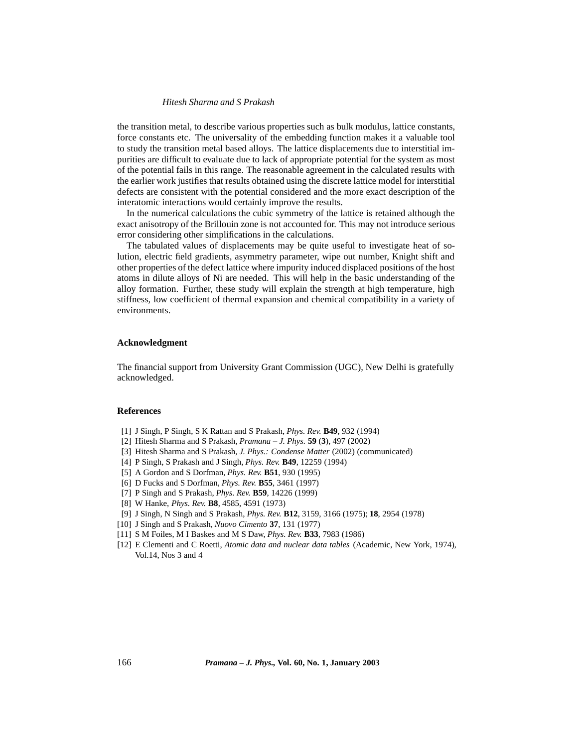the transition metal, to describe various properties such as bulk modulus, lattice constants, force constants etc. The universality of the embedding function makes it a valuable tool to study the transition metal based alloys. The lattice displacements due to interstitial impurities are difficult to evaluate due to lack of appropriate potential for the system as most of the potential fails in this range. The reasonable agreement in the calculated results with the earlier work justifies that results obtained using the discrete lattice model for interstitial defects are consistent with the potential considered and the more exact description of the interatomic interactions would certainly improve the results.

In the numerical calculations the cubic symmetry of the lattice is retained although the exact anisotropy of the Brillouin zone is not accounted for. This may not introduce serious error considering other simplifications in the calculations.

The tabulated values of displacements may be quite useful to investigate heat of solution, electric field gradients, asymmetry parameter, wipe out number, Knight shift and other properties of the defect lattice where impurity induced displaced positions of the host atoms in dilute alloys of Ni are needed. This will help in the basic understanding of the alloy formation. Further, these study will explain the strength at high temperature, high stiffness, low coefficient of thermal expansion and chemical compatibility in a variety of environments.

## Acknowledgment

The financial support from University Grant Commission (UGC), New Delhi is gratefully acknowledged.

## References

[1] J Singh, P Singh, S K Rattan and S Prakash, *Phys. Rev.* **B49**, 932 (1994)

[2] Hitesh Sharma and S Prakash, *Pramana – J. Phys.* **59** (**3**), 497 (2002)

[3] Hitesh Sharma and S Prakash, *J. Phys.: Condense Matter* (2002) (communicated)

[4] P Singh, S Prakash and J Singh, *Phys. Rev.* **B49**, 12259 (1994)

[5] A Gordon and S Dorfman, *Phys. Rev.* **B51**, 930 (1995)

[6] D Fucks and S Dorfman, *Phys. Rev.* **B55**, 3461 (1997)

[7] P Singh and S Prakash, *Phys. Rev.* **B59**, 14226 (1999)

[8] W Hanke, *Phys. Rev.* **B8**, 4585, 4591 (1973)

[9] J Singh, N Singh and S Prakash, *Phys. Rev.* **B12**, 3159, 3166 (1975); **18**, 2954 (1978)

[10] J Singh and S Prakash, *Nuovo Cimento* **37**, 131 (1977)

[11] S M Foiles, M I Baskes and M S Daw, *Phys. Rev.* **B33**, 7983 (1986)

[12] E Clementi and C Roetti, *Atomic data and nuclear data tables* (Academic, New York, 1974), Vol.14, Nos 3 and 4